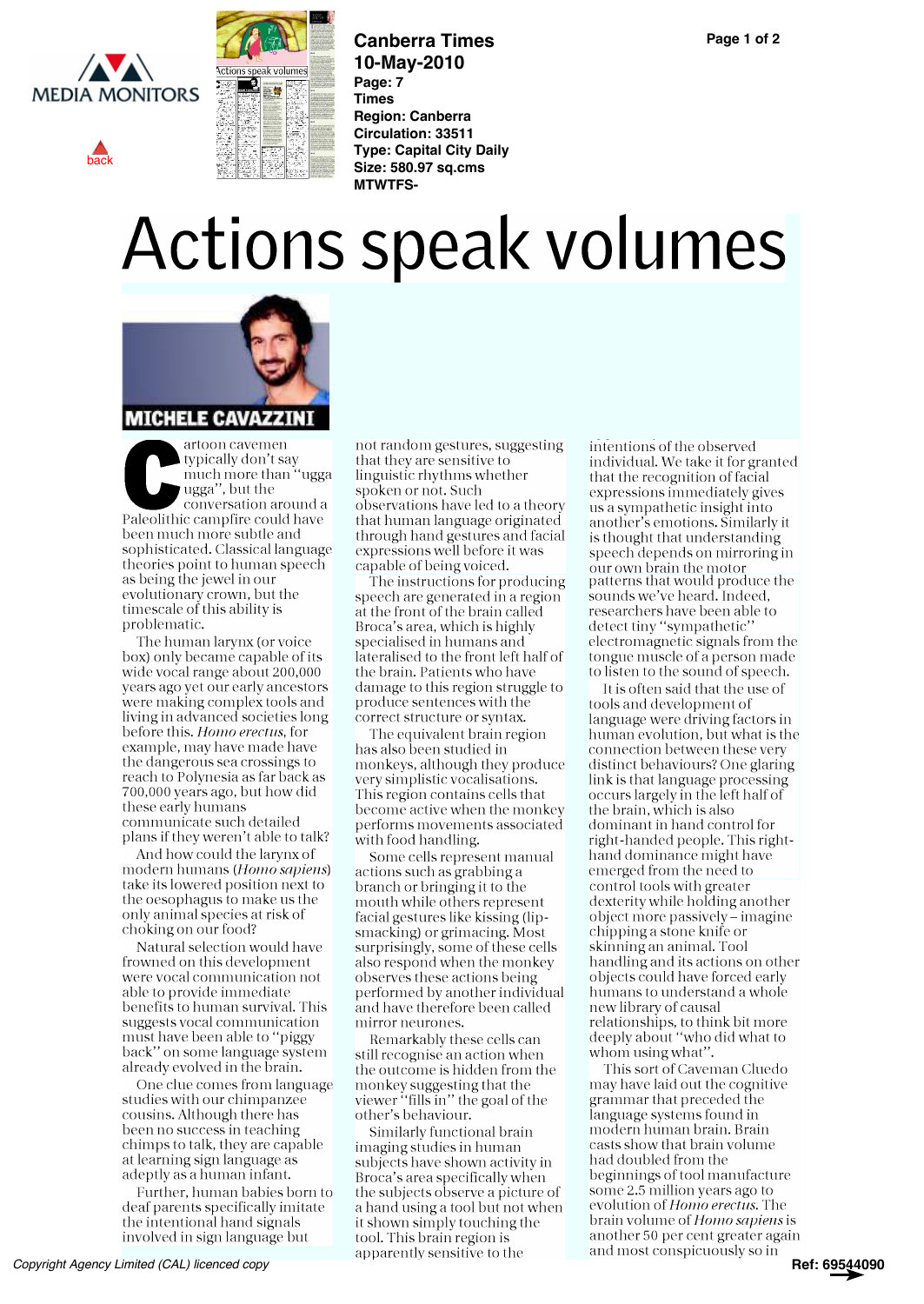# Actions speak volumes

**MICHELE CAVAZZINI**

Cartoon cavemen typically don't say much more than "ugga ugga", but the conversation around a Paleolithic campfire could have been much more subtle and sophisticated. Classical language theories point to human speech as being the jewel in our evolutionary crown, but the timescale of this ability is problematic.

The human larynx (or voice box) only became capable of its wide vocal range about 200,000 years ago yet our early ancestors were making complex tools and living in advanced societies long before this. *Homo erectus*, for example, may have made have the dangerous sea crossings to reach to Polynesia as far back as 700,000 years ago, but how did these early humans communicate such detailed plans if they weren't able to talk?

And how could the larynx of modern humans (*Homo sapiens*) take its lowered position next to the oesophagus to make us the only animal species at risk of choking on our food?

Natural selection would have frowned on this development were vocal communication not able to provide immediate benefits to human survival. This suggests vocal communication must have been able to "piggy back" on some language system already evolved in the brain.

One clue comes from language studies with our chimpanzee cousins. Although there has been no success in teaching chimps to talk, they are capable at learning sign language as adeptly as a human infant.

Further, human babies born to deaf parents specifically imitate the intentional hand signals involved in sign language but not random gestures, suggesting that they are sensitive to linguistic rhythms whether spoken or not. Such observations have led to a theory that human language originated through hand gestures and facial expressions well before it was capable of being voiced.

The instructions for producing speech are generated in a region at the front of the brain called Broca's area, which is highly specialised in humans and lateralised to the front left half of the brain. Patients who have damage to this region struggle to produce sentences with the correct structure or syntax.

The equivalent brain region has also been studied in monkeys, although they produce very simplistic vocalisations. This region contains cells that become active when the monkey performs movements associated with food handling.

Some cells represent manual actions such as grabbing a branch or bringing it to the mouth while others represent facial gestures like kissing (lip-smacking) or grimacing. Most surprisingly, some of these cells also respond when the monkey observes these actions being performed by another individual and have therefore been called mirror neurones.

Remarkably these cells can still recognise an action when the outcome is hidden from the monkey suggesting that the viewer "fills in" the goal of the other's behaviour.

Similarly functional brain imaging studies in human subjects have shown activity in Broca's area specifically when the subjects observe a picture of a hand using a tool but not when it shown simply touching the tool. This brain region is apparently sensitive to the intentions of the observed individual. We take it for granted that the recognition of facial expressions immediately gives us a sympathetic insight into another's emotions. Similarly it is thought that understanding speech depends on mirroring in our own brain the motor patterns that would produce the sounds we've heard. Indeed, researchers have been able to detect tiny "sympathetic" electromagnetic signals from the tongue muscle of a person made to listen to the sound of speech.

It is often said that the use of tools and development of language were driving factors in human evolution, but what is the connection between these very distinct behaviours? One glaring link is that language processing occurs largely in the left half of the brain, which is also dominant in hand control for right-handed people. This right-hand dominance might have emerged from the need to control tools with greater dexterity while holding another object more passively – imagine chipping a stone knife or skinning an animal. Tool handling and its actions on other objects could have forced early humans to understand a whole new library of causal relationships, to think bit more deeply about "who did what to whom using what".

This sort of Caveman Cluedo may have laid out the cognitive grammar that preceded the language systems found in modern human brain. Brain casts show that brain volume had doubled from the beginnings of tool manufacture some 2.5 million years ago to evolution of *Homo erectus*. The brain volume of *Homo sapiens* is another 50 per cent greater again and most conspicuously so in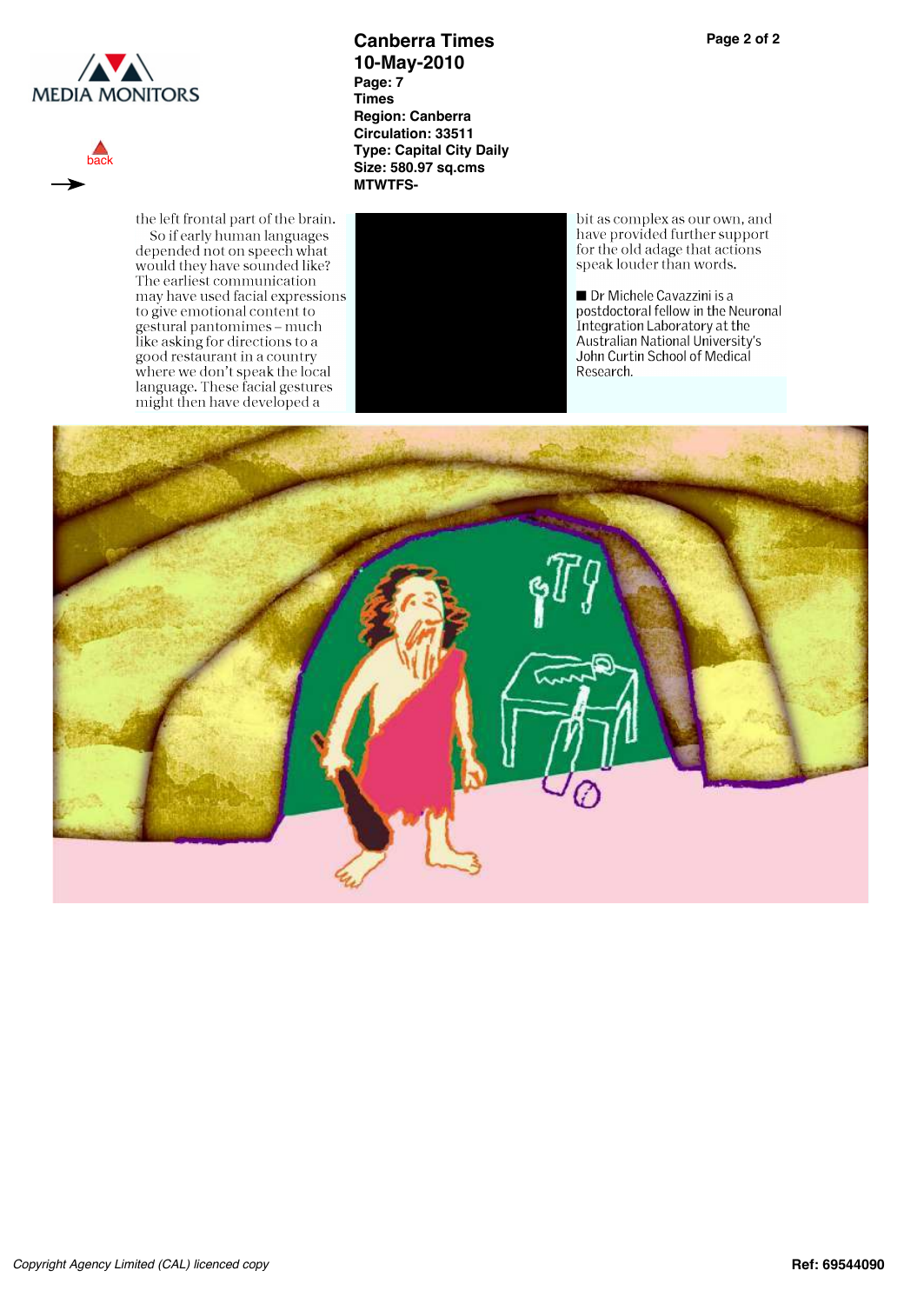the left frontal part of the brain.

So if early human languages depended not on speech what would they have sounded like? The earliest communication may have used facial expressions to give emotional content to gestural pantomimes – much like asking for directions to a good restaurant in a country where we don't speak the local language. These facial gestures might then have developed a bit as complex as our own, and have provided further support for the old adage that actions speak louder than words.

■ Dr Michele Cavazzini is a postdoctoral fellow in the Neuronal Integration Laboratory at the Australian National University's John Curtin School of Medical Research.

Copyright Agency Limited (CAL) licenced copy

Ref: 69544090